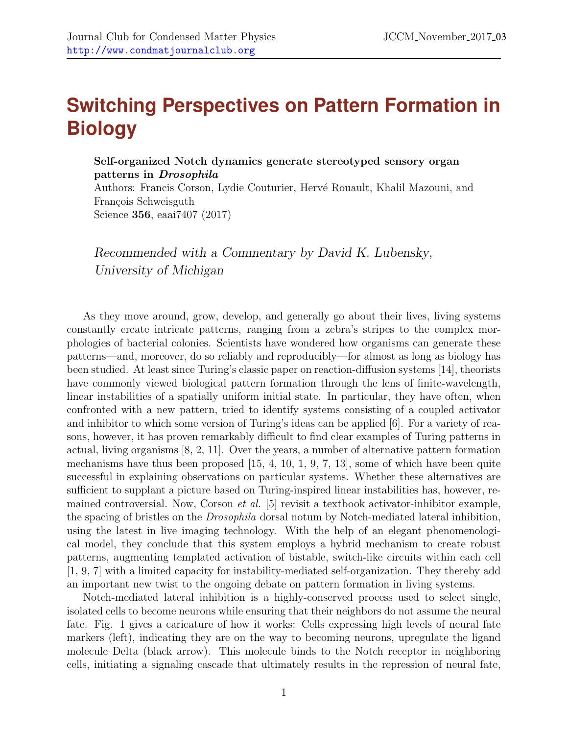# Switching Perspectives on Pattern Formation in Biology

**Self-organized Notch dynamics generate stereotyped sensory organ patterns in *Drosophila***
Authors: Francis Corson, Lydie Couturier, Hervé Rouault, Khalil Mazouni, and François Schweisguth
Science **356**, eaai7407 (2017)

*Recommended with a Commentary by David K. Lubensky, University of Michigan*

As they move around, grow, develop, and generally go about their lives, living systems constantly create intricate patterns, ranging from a zebra's stripes to the complex morphologies of bacterial colonies. Scientists have wondered how organisms can generate these patterns—and, moreover, do so reliably and reproducibly—for almost as long as biology has been studied. At least since Turing's classic paper on reaction-diffusion systems [14], theorists have commonly viewed biological pattern formation through the lens of finite-wavelength, linear instabilities of a spatially uniform initial state. In particular, they have often, when confronted with a new pattern, tried to identify systems consisting of a coupled activator and inhibitor to which some version of Turing's ideas can be applied [6]. For a variety of reasons, however, it has proven remarkably difficult to find clear examples of Turing patterns in actual, living organisms [8, 2, 11]. Over the years, a number of alternative pattern formation mechanisms have thus been proposed [15, 4, 10, 1, 9, 7, 13], some of which have been quite successful in explaining observations on particular systems. Whether these alternatives are sufficient to supplant a picture based on Turing-inspired linear instabilities has, however, remained controversial. Now, Corson *et al.* [5] revisit a textbook activator-inhibitor example, the spacing of bristles on the *Drosophila* dorsal notum by Notch-mediated lateral inhibition, using the latest in live imaging technology. With the help of an elegant phenomenological model, they conclude that this system employs a hybrid mechanism to create robust patterns, augmenting templated activation of bistable, switch-like circuits within each cell [1, 9, 7] with a limited capacity for instability-mediated self-organization. They thereby add an important new twist to the ongoing debate on pattern formation in living systems.

Notch-mediated lateral inhibition is a highly-conserved process used to select single, isolated cells to become neurons while ensuring that their neighbors do not assume the neural fate. Fig. 1 gives a caricature of how it works: Cells expressing high levels of neural fate markers (left), indicating they are on the way to becoming neurons, upregulate the ligand molecule Delta (black arrow). This molecule binds to the Notch receptor in neighboring cells, initiating a signaling cascade that ultimately results in the repression of neural fate,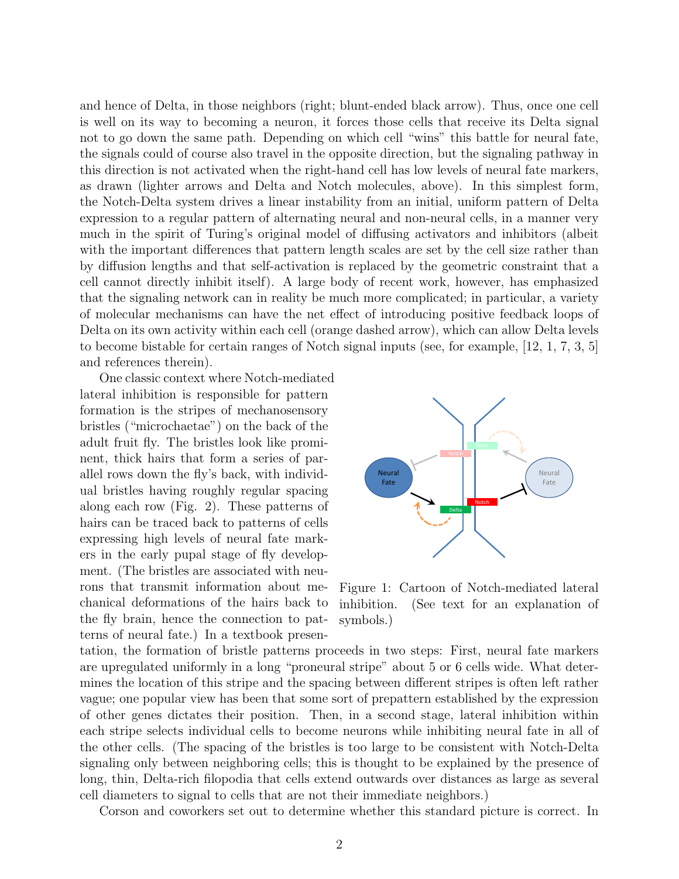and hence of Delta, in those neighbors (right; blunt-ended black arrow). Thus, once one cell is well on its way to becoming a neuron, it forces those cells that receive its Delta signal not to go down the same path. Depending on which cell "wins" this battle for neural fate, the signals could of course also travel in the opposite direction, but the signaling pathway in this direction is not activated when the right-hand cell has low levels of neural fate markers, as drawn (lighter arrows and Delta and Notch molecules, above). In this simplest form, the Notch-Delta system drives a linear instability from an initial, uniform pattern of Delta expression to a regular pattern of alternating neural and non-neural cells, in a manner very much in the spirit of Turing's original model of diffusing activators and inhibitors (albeit with the important differences that pattern length scales are set by the cell size rather than by diffusion lengths and that self-activation is replaced by the geometric constraint that a cell cannot directly inhibit itself). A large body of recent work, however, has emphasized that the signaling network can in reality be much more complicated; in particular, a variety of molecular mechanisms can have the net effect of introducing positive feedback loops of Delta on its own activity within each cell (orange dashed arrow), which can allow Delta levels to become bistable for certain ranges of Notch signal inputs (see, for example, [12, 1, 7, 3, 5] and references therein).

One classic context where Notch-mediated lateral inhibition is responsible for pattern formation is the stripes of mechanosensory bristles ("microchaetae") on the back of the adult fruit fly. The bristles look like prominent, thick hairs that form a series of parallel rows down the fly's back, with individual bristles having roughly regular spacing along each row (Fig. 2). These patterns of hairs can be traced back to patterns of cells expressing high levels of neural fate markers in the early pupal stage of fly development. (The bristles are associated with neurons that transmit information about mechanical deformations of the hairs back to the fly brain, hence the connection to patterns of neural fate.) In a textbook presentation, the formation of bristle patterns proceeds in two steps: First, neural fate markers are upregulated uniformly in a long "proneural stripe" about 5 or 6 cells wide. What determines the location of this stripe and the spacing between different stripes is often left rather vague; one popular view has been that some sort of prepattern established by the expression of other genes dictates their position. Then, in a second stage, lateral inhibition within each stripe selects individual cells to become neurons while inhibiting neural fate in all of the other cells. (The spacing of the bristles is too large to be consistent with Notch-Delta signaling only between neighboring cells; this is thought to be explained by the presence of long, thin, Delta-rich filopodia that cells extend outwards over distances as large as several cell diameters to signal to cells that are not their immediate neighbors.)

Figure 1: Cartoon of Notch-mediated lateral inhibition. (See text for an explanation of symbols.)

Corson and coworkers set out to determine whether this standard picture is correct. In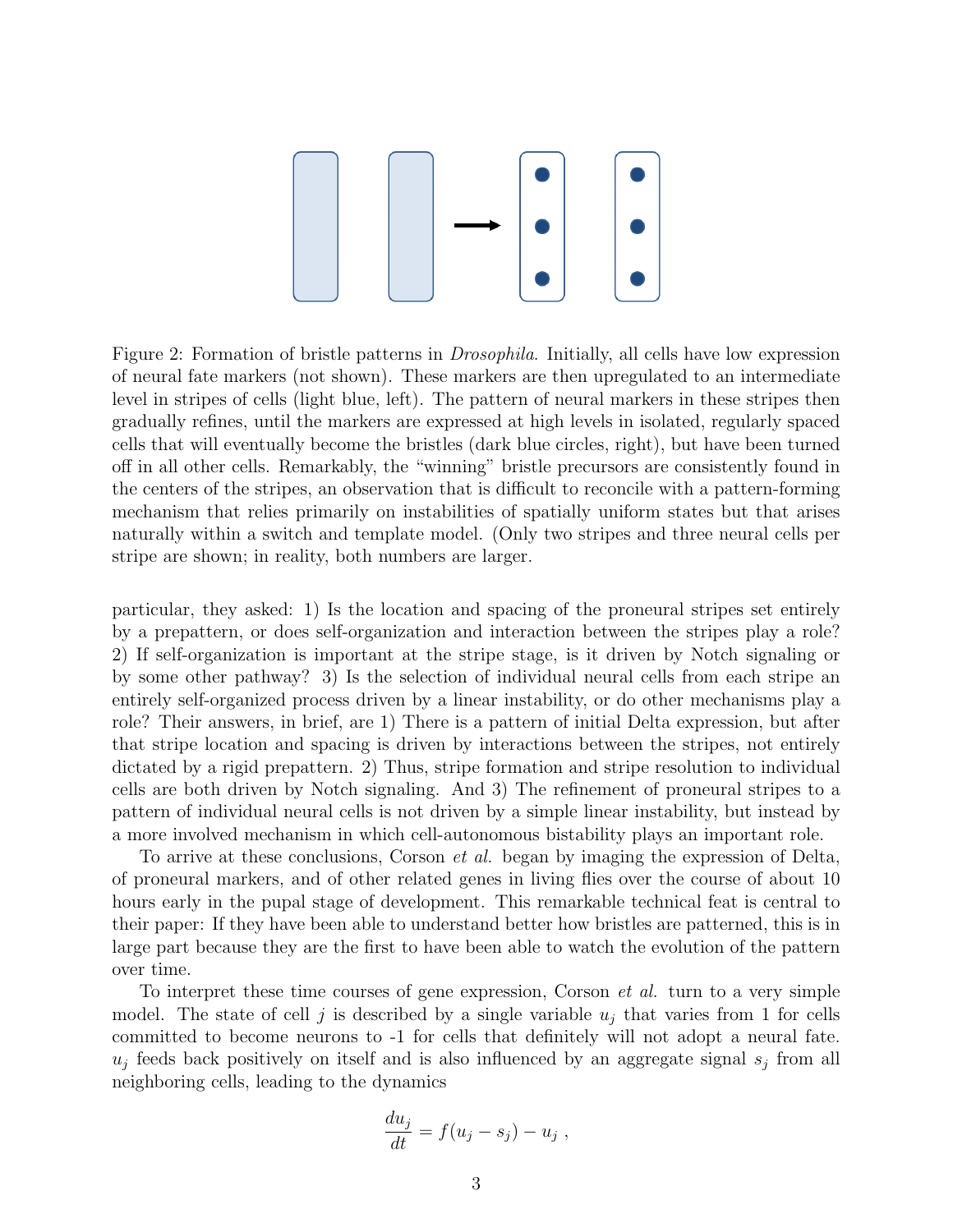Figure 2: Formation of bristle patterns in *Drosophila*. Initially, all cells have low expression of neural fate markers (not shown). These markers are then upregulated to an intermediate level in stripes of cells (light blue, left). The pattern of neural markers in these stripes then gradually refines, until the markers are expressed at high levels in isolated, regularly spaced cells that will eventually become the bristles (dark blue circles, right), but have been turned off in all other cells. Remarkably, the "winning" bristle precursors are consistently found in the centers of the stripes, an observation that is difficult to reconcile with a pattern-forming mechanism that relies primarily on instabilities of spatially uniform states but that arises naturally within a switch and template model. (Only two stripes and three neural cells per stripe are shown; in reality, both numbers are larger.

particular, they asked: 1) Is the location and spacing of the proneural stripes set entirely by a prepattern, or does self-organization and interaction between the stripes play a role? 2) If self-organization is important at the stripe stage, is it driven by Notch signaling or by some other pathway? 3) Is the selection of individual neural cells from each stripe an entirely self-organized process driven by a linear instability, or do other mechanisms play a role? Their answers, in brief, are 1) There is a pattern of initial Delta expression, but after that stripe location and spacing is driven by interactions between the stripes, not entirely dictated by a rigid prepattern. 2) Thus, stripe formation and stripe resolution to individual cells are both driven by Notch signaling. And 3) The refinement of proneural stripes to a pattern of individual neural cells is not driven by a simple linear instability, but instead by a more involved mechanism in which cell-autonomous bistability plays an important role.

To arrive at these conclusions, Corson *et al.* began by imaging the expression of Delta, of proneural markers, and of other related genes in living flies over the course of about 10 hours early in the pupal stage of development. This remarkable technical feat is central to their paper: If they have been able to understand better how bristles are patterned, this is in large part because they are the first to have been able to watch the evolution of the pattern over time.

To interpret these time courses of gene expression, Corson *et al.* turn to a very simple model. The state of cell $j$ is described by a single variable $u_j$ that varies from 1 for cells committed to become neurons to -1 for cells that definitely will not adopt a neural fate. $u_j$ feeds back positively on itself and is also influenced by an aggregate signal $s_j$ from all neighboring cells, leading to the dynamics

$$\frac{du_j}{dt} = f(u_j - s_j) - u_j \ ,$$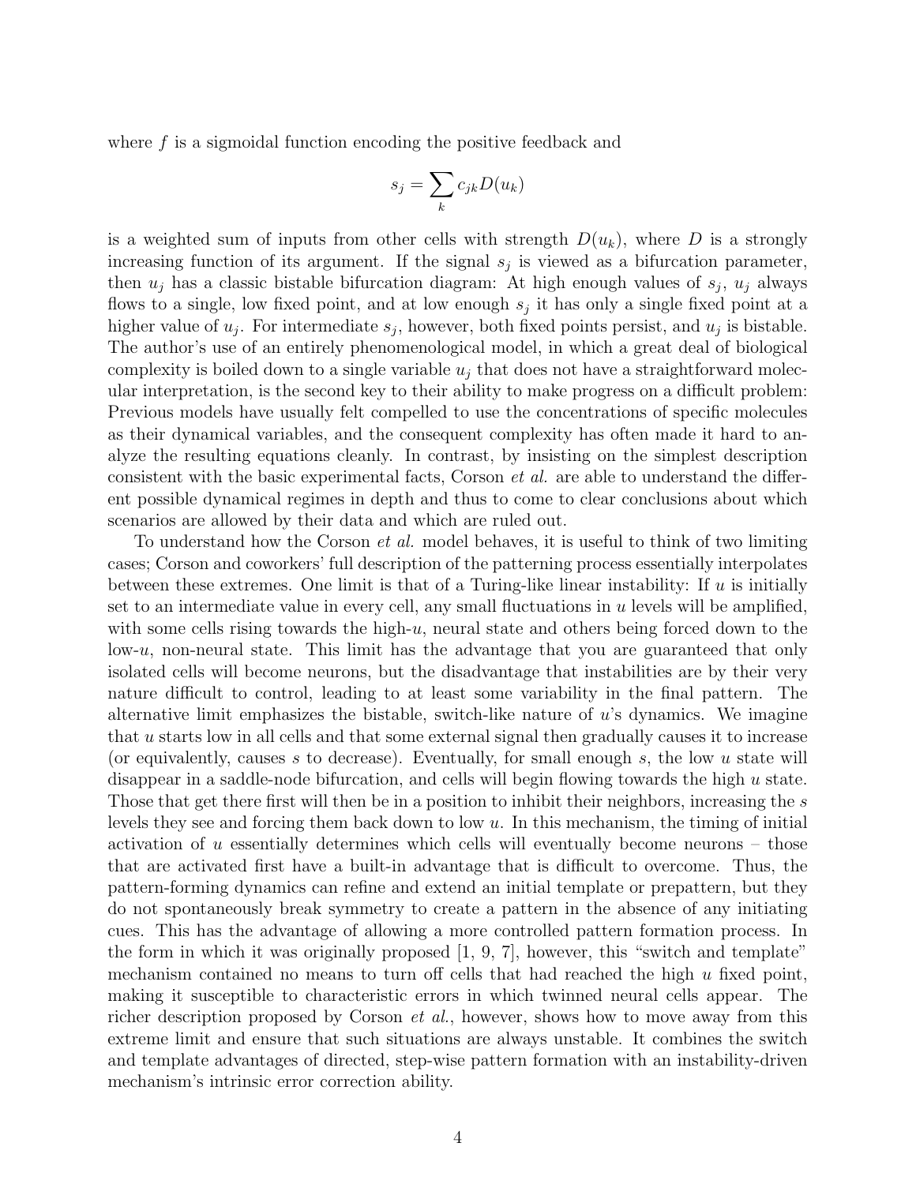where $f$ is a sigmoidal function encoding the positive feedback and

$$s_j = \sum_k c_{jk} D(u_k)$$

is a weighted sum of inputs from other cells with strength $D(u_k)$, where $D$ is a strongly increasing function of its argument. If the signal $s_j$ is viewed as a bifurcation parameter, then $u_j$ has a classic bistable bifurcation diagram: At high enough values of $s_j$, $u_j$ always flows to a single, low fixed point, and at low enough $s_j$ it has only a single fixed point at a higher value of $u_j$. For intermediate $s_j$, however, both fixed points persist, and $u_j$ is bistable. The author's use of an entirely phenomenological model, in which a great deal of biological complexity is boiled down to a single variable $u_j$ that does not have a straightforward molecular interpretation, is the second key to their ability to make progress on a difficult problem: Previous models have usually felt compelled to use the concentrations of specific molecules as their dynamical variables, and the consequent complexity has often made it hard to analyze the resulting equations cleanly. In contrast, by insisting on the simplest description consistent with the basic experimental facts, Corson *et al.* are able to understand the different possible dynamical regimes in depth and thus to come to clear conclusions about which scenarios are allowed by their data and which are ruled out.

To understand how the Corson *et al.* model behaves, it is useful to think of two limiting cases; Corson and coworkers' full description of the patterning process essentially interpolates between these extremes. One limit is that of a Turing-like linear instability: If $u$ is initially set to an intermediate value in every cell, any small fluctuations in $u$ levels will be amplified, with some cells rising towards the high-$u$, neural state and others being forced down to the low-$u$, non-neural state. This limit has the advantage that you are guaranteed that only isolated cells will become neurons, but the disadvantage that instabilities are by their very nature difficult to control, leading to at least some variability in the final pattern. The alternative limit emphasizes the bistable, switch-like nature of $u$'s dynamics. We imagine that $u$ starts low in all cells and that some external signal then gradually causes it to increase (or equivalently, causes $s$ to decrease). Eventually, for small enough $s$, the low $u$ state will disappear in a saddle-node bifurcation, and cells will begin flowing towards the high $u$ state. Those that get there first will then be in a position to inhibit their neighbors, increasing the $s$ levels they see and forcing them back down to low $u$. In this mechanism, the timing of initial activation of $u$ essentially determines which cells will eventually become neurons – those that are activated first have a built-in advantage that is difficult to overcome. Thus, the pattern-forming dynamics can refine and extend an initial template or prepattern, but they do not spontaneously break symmetry to create a pattern in the absence of any initiating cues. This has the advantage of allowing a more controlled pattern formation process. In the form in which it was originally proposed [1, 9, 7], however, this "switch and template" mechanism contained no means to turn off cells that had reached the high $u$ fixed point, making it susceptible to characteristic errors in which twinned neural cells appear. The richer description proposed by Corson *et al.*, however, shows how to move away from this extreme limit and ensure that such situations are always unstable. It combines the switch and template advantages of directed, step-wise pattern formation with an instability-driven mechanism's intrinsic error correction ability.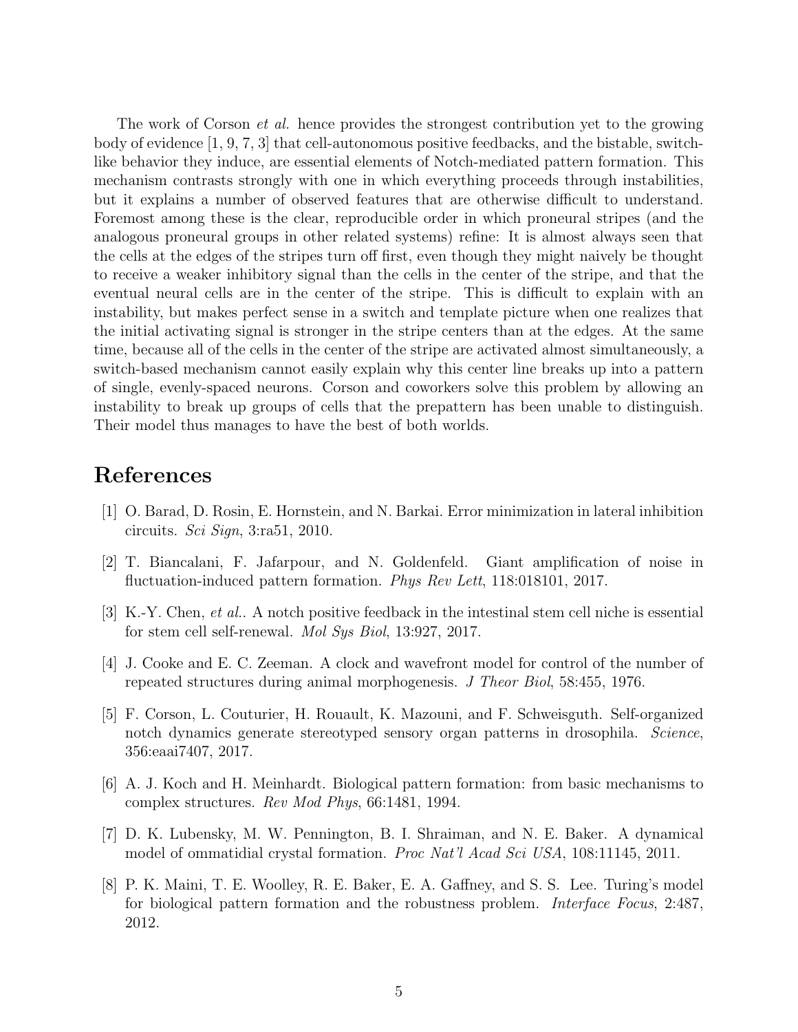The work of Corson *et al.* hence provides the strongest contribution yet to the growing body of evidence [1, 9, 7, 3] that cell-autonomous positive feedbacks, and the bistable, switch-like behavior they induce, are essential elements of Notch-mediated pattern formation. This mechanism contrasts strongly with one in which everything proceeds through instabilities, but it explains a number of observed features that are otherwise difficult to understand. Foremost among these is the clear, reproducible order in which proneural stripes (and the analogous proneural groups in other related systems) refine: It is almost always seen that the cells at the edges of the stripes turn off first, even though they might naively be thought to receive a weaker inhibitory signal than the cells in the center of the stripe, and that the eventual neural cells are in the center of the stripe. This is difficult to explain with an instability, but makes perfect sense in a switch and template picture when one realizes that the initial activating signal is stronger in the stripe centers than at the edges. At the same time, because all of the cells in the center of the stripe are activated almost simultaneously, a switch-based mechanism cannot easily explain why this center line breaks up into a pattern of single, evenly-spaced neurons. Corson and coworkers solve this problem by allowing an instability to break up groups of cells that the prepattern has been unable to distinguish. Their model thus manages to have the best of both worlds.

# References

[1] O. Barad, D. Rosin, E. Hornstein, and N. Barkai. Error minimization in lateral inhibition circuits. *Sci Sign*, 3:ra51, 2010.

[2] T. Biancalani, F. Jafarpour, and N. Goldenfeld. Giant amplification of noise in fluctuation-induced pattern formation. *Phys Rev Lett*, 118:018101, 2017.

[3] K.-Y. Chen, *et al.*. A notch positive feedback in the intestinal stem cell niche is essential for stem cell self-renewal. *Mol Sys Biol*, 13:927, 2017.

[4] J. Cooke and E. C. Zeeman. A clock and wavefront model for control of the number of repeated structures during animal morphogenesis. *J Theor Biol*, 58:455, 1976.

[5] F. Corson, L. Couturier, H. Rouault, K. Mazouni, and F. Schweisguth. Self-organized notch dynamics generate stereotyped sensory organ patterns in drosophila. *Science*, 356:eaai7407, 2017.

[6] A. J. Koch and H. Meinhardt. Biological pattern formation: from basic mechanisms to complex structures. *Rev Mod Phys*, 66:1481, 1994.

[7] D. K. Lubensky, M. W. Pennington, B. I. Shraiman, and N. E. Baker. A dynamical model of ommatidial crystal formation. *Proc Nat'l Acad Sci USA*, 108:11145, 2011.

[8] P. K. Maini, T. E. Woolley, R. E. Baker, E. A. Gaffney, and S. S. Lee. Turing's model for biological pattern formation and the robustness problem. *Interface Focus*, 2:487, 2012.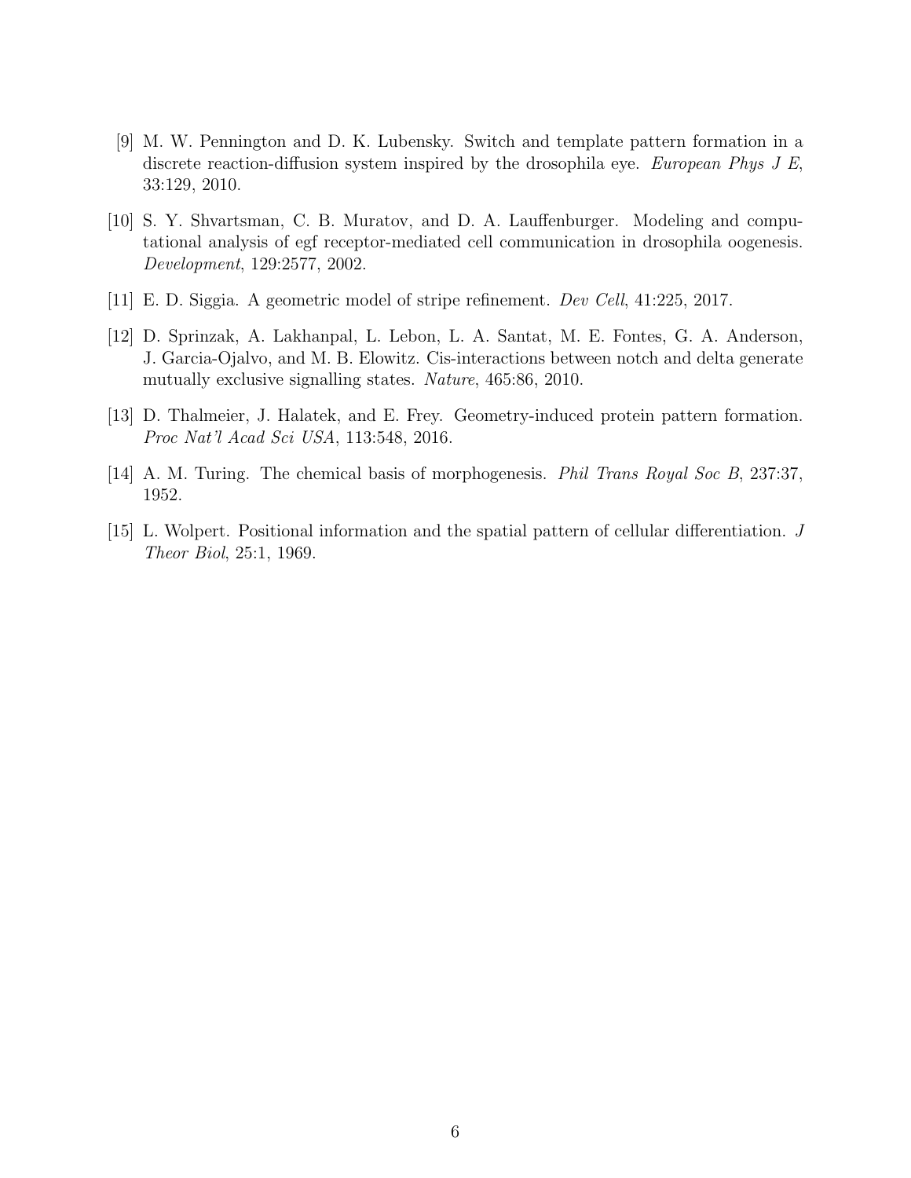[9] M. W. Pennington and D. K. Lubensky. Switch and template pattern formation in a discrete reaction-diffusion system inspired by the drosophila eye. *European Phys J E*, 33:129, 2010.

[10] S. Y. Shvartsman, C. B. Muratov, and D. A. Lauffenburger. Modeling and computational analysis of egf receptor-mediated cell communication in drosophila oogenesis. *Development*, 129:2577, 2002.

[11] E. D. Siggia. A geometric model of stripe refinement. *Dev Cell*, 41:225, 2017.

[12] D. Sprinzak, A. Lakhanpal, L. Lebon, L. A. Santat, M. E. Fontes, G. A. Anderson, J. Garcia-Ojalvo, and M. B. Elowitz. Cis-interactions between notch and delta generate mutually exclusive signalling states. *Nature*, 465:86, 2010.

[13] D. Thalmeier, J. Halatek, and E. Frey. Geometry-induced protein pattern formation. *Proc Nat'l Acad Sci USA*, 113:548, 2016.

[14] A. M. Turing. The chemical basis of morphogenesis. *Phil Trans Royal Soc B*, 237:37, 1952.

[15] L. Wolpert. Positional information and the spatial pattern of cellular differentiation. *J Theor Biol*, 25:1, 1969.